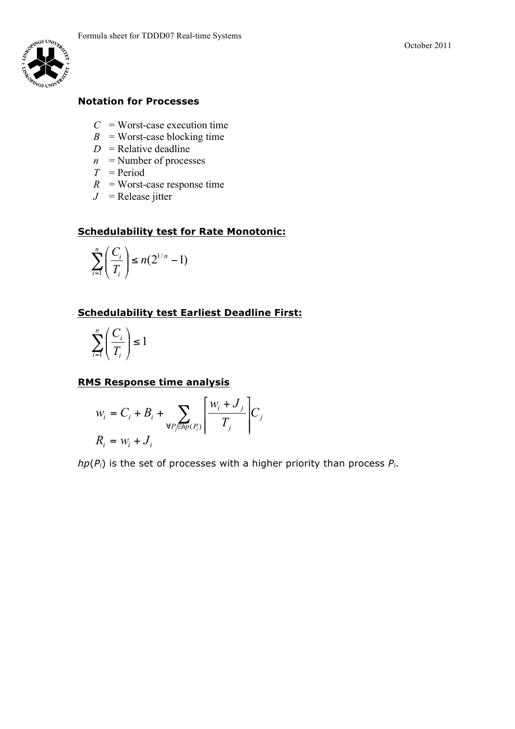## Notation for Processes

- $C$ = Worst-case execution time
- $B$ = Worst-case blocking time
- $D$ = Relative deadline
- $n$ = Number of processes
- $T$ = Period
- $R$ = Worst-case response time
- $J$ = Release jitter

## Schedulability test for Rate Monotonic:

$$\sum_{i=1}^{n}\left(\frac{C_i}{T_i}\right) \leq n(2^{1/n} - 1)$$

## Schedulability test Earliest Deadline First:

$$\sum_{i=1}^{n}\left(\frac{C_i}{T_i}\right) \leq 1$$

## RMS Response time analysis

$$w_i = C_i + B_i + \sum_{\forall P_j \in hp(P_i)} \left\lceil \frac{w_i + J_j}{T_j} \right\rceil C_j$$

$$R_i = w_i + J_i$$

$hp(P_i)$ is the set of processes with a higher priority than process $P_i$.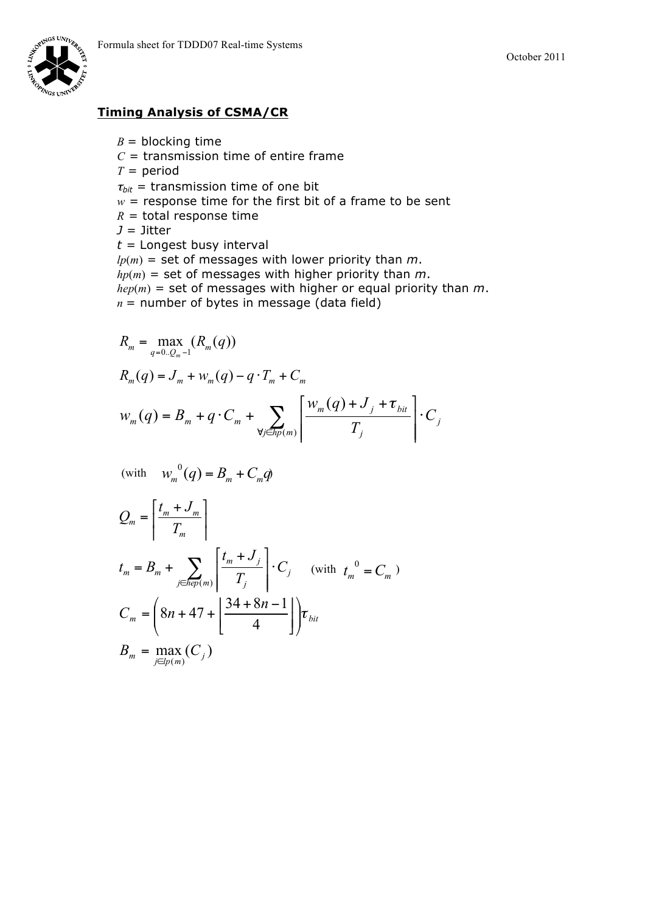## Timing Analysis of CSMA/CR

$B$ = blocking time
$C$ = transmission time of entire frame
$T$ = period
$\tau_{bit}$ = transmission time of one bit
$w$ = response time for the first bit of a frame to be sent
$R$ = total response time
$J$ = Jitter
$t$ = Longest busy interval
$lp(m)$ = set of messages with lower priority than $m$.
$hp(m)$ = set of messages with higher priority than $m$.
$hep(m)$ = set of messages with higher or equal priority than $m$.
$n$ = number of bytes in message (data field)

$$R_m = \max_{q=0..Q_m-1}(R_m(q))$$

$$R_m(q) = J_m + w_m(q) - q \cdot T_m + C_m$$

$$w_m(q) = B_m + q \cdot C_m + \sum_{\forall j \in hp(m)} \left\lceil \frac{w_m(q) + J_j + \tau_{bit}}{T_j} \right\rceil \cdot C_j$$

(with $w_m^{\ 0}(q) = B_m + C_m q$)

$$Q_m = \left\lceil \frac{t_m + J_m}{T_m} \right\rceil$$

$$t_m = B_m + \sum_{j \in hep(m)} \left\lceil \frac{t_m + J_j}{T_j} \right\rceil \cdot C_j \quad \text{(with } t_m^{\ 0} = C_m \text{)}$$

$$C_m = \left( 8n + 47 + \left\lfloor \frac{34 + 8n - 1}{4} \right\rfloor \right) \tau_{bit}$$

$$B_m = \max_{j \in lp(m)}(C_j)$$